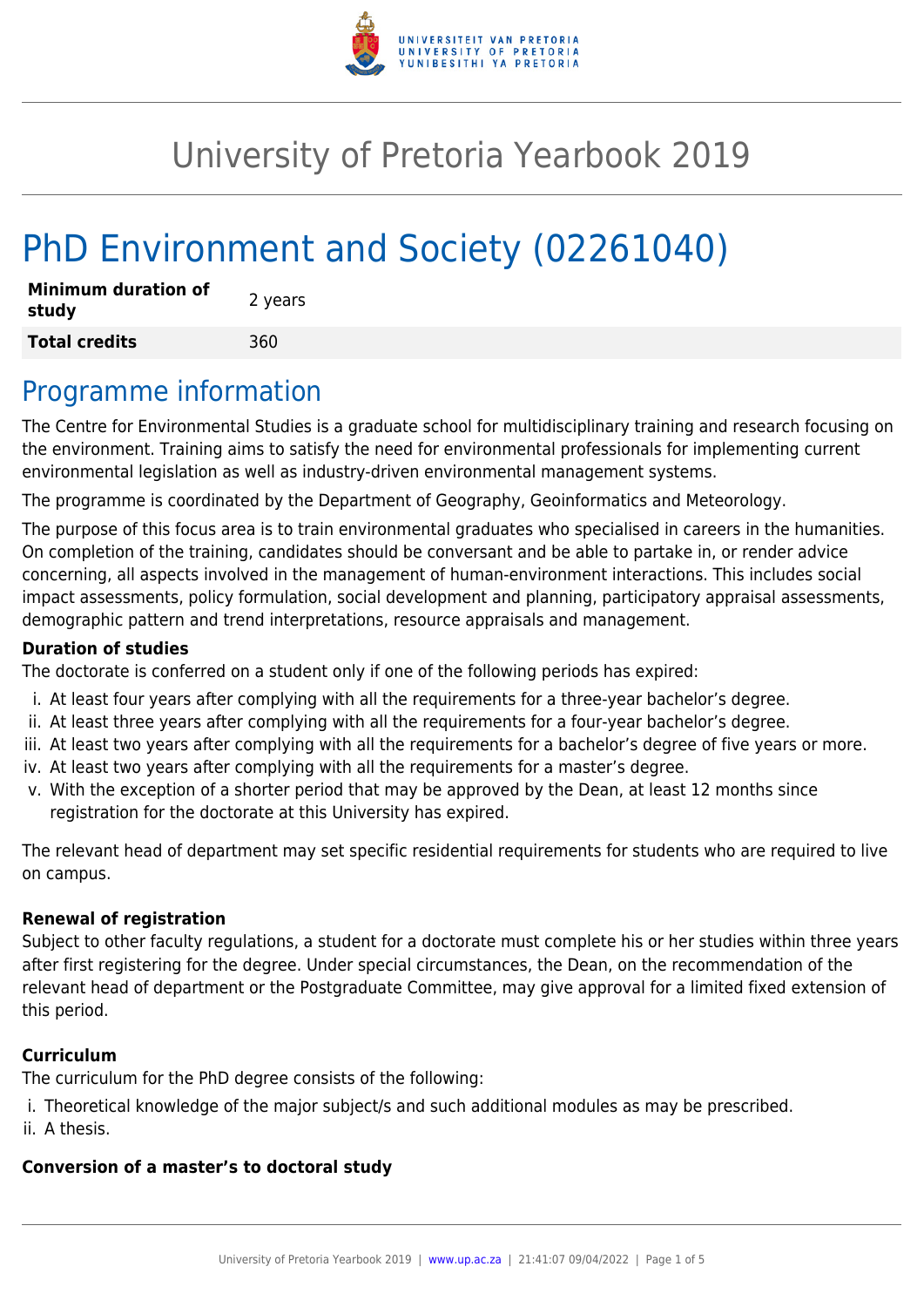# University of Pretoria Yearbook 2019

# PhD Environment and Society (02261040)

| **Minimum duration of study** | 2 years |
|---|---|
| **Total credits** | 360 |

## Programme information

The Centre for Environmental Studies is a graduate school for multidisciplinary training and research focusing on the environment. Training aims to satisfy the need for environmental professionals for implementing current environmental legislation as well as industry-driven environmental management systems.

The programme is coordinated by the Department of Geography, Geoinformatics and Meteorology.

The purpose of this focus area is to train environmental graduates who specialised in careers in the humanities. On completion of the training, candidates should be conversant and be able to partake in, or render advice concerning, all aspects involved in the management of human-environment interactions. This includes social impact assessments, policy formulation, social development and planning, participatory appraisal assessments, demographic pattern and trend interpretations, resource appraisals and management.

**Duration of studies**

The doctorate is conferred on a student only if one of the following periods has expired:

i. At least four years after complying with all the requirements for a three-year bachelor's degree.
ii. At least three years after complying with all the requirements for a four-year bachelor's degree.
iii. At least two years after complying with all the requirements for a bachelor's degree of five years or more.
iv. At least two years after complying with all the requirements for a master's degree.
v. With the exception of a shorter period that may be approved by the Dean, at least 12 months since registration for the doctorate at this University has expired.

The relevant head of department may set specific residential requirements for students who are required to live on campus.

**Renewal of registration**

Subject to other faculty regulations, a student for a doctorate must complete his or her studies within three years after first registering for the degree. Under special circumstances, the Dean, on the recommendation of the relevant head of department or the Postgraduate Committee, may give approval for a limited fixed extension of this period.

**Curriculum**

The curriculum for the PhD degree consists of the following:

i. Theoretical knowledge of the major subject/s and such additional modules as may be prescribed.
ii. A thesis.

**Conversion of a master's to doctoral study**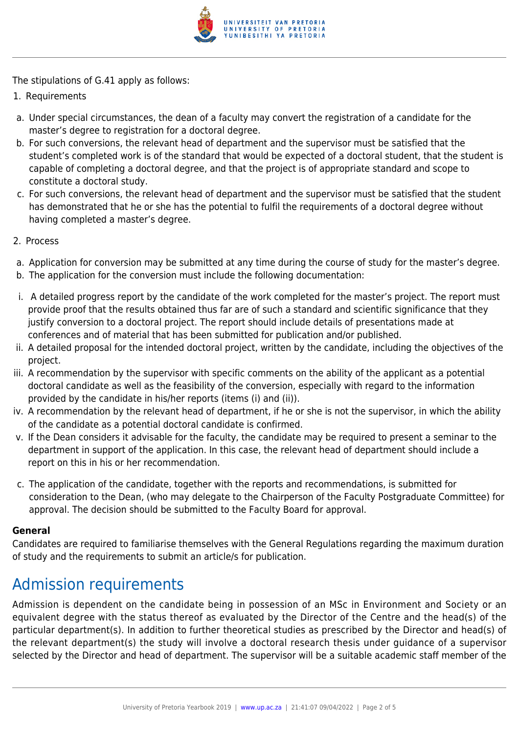The stipulations of G.41 apply as follows:

1. Requirements

a. Under special circumstances, the dean of a faculty may convert the registration of a candidate for the master's degree to registration for a doctoral degree.
b. For such conversions, the relevant head of department and the supervisor must be satisfied that the student's completed work is of the standard that would be expected of a doctoral student, that the student is capable of completing a doctoral degree, and that the project is of appropriate standard and scope to constitute a doctoral study.
c. For such conversions, the relevant head of department and the supervisor must be satisfied that the student has demonstrated that he or she has the potential to fulfil the requirements of a doctoral degree without having completed a master's degree.

2. Process

a. Application for conversion may be submitted at any time during the course of study for the master's degree.
b. The application for the conversion must include the following documentation:

i. A detailed progress report by the candidate of the work completed for the master's project. The report must provide proof that the results obtained thus far are of such a standard and scientific significance that they justify conversion to a doctoral project. The report should include details of presentations made at conferences and of material that has been submitted for publication and/or published.
ii. A detailed proposal for the intended doctoral project, written by the candidate, including the objectives of the project.
iii. A recommendation by the supervisor with specific comments on the ability of the applicant as a potential doctoral candidate as well as the feasibility of the conversion, especially with regard to the information provided by the candidate in his/her reports (items (i) and (ii)).
iv. A recommendation by the relevant head of department, if he or she is not the supervisor, in which the ability of the candidate as a potential doctoral candidate is confirmed.
v. If the Dean considers it advisable for the faculty, the candidate may be required to present a seminar to the department in support of the application. In this case, the relevant head of department should include a report on this in his or her recommendation.

c. The application of the candidate, together with the reports and recommendations, is submitted for consideration to the Dean, (who may delegate to the Chairperson of the Faculty Postgraduate Committee) for approval. The decision should be submitted to the Faculty Board for approval.

**General**

Candidates are required to familiarise themselves with the General Regulations regarding the maximum duration of study and the requirements to submit an article/s for publication.

# Admission requirements

Admission is dependent on the candidate being in possession of an MSc in Environment and Society or an equivalent degree with the status thereof as evaluated by the Director of the Centre and the head(s) of the particular department(s). In addition to further theoretical studies as prescribed by the Director and head(s) of the relevant department(s) the study will involve a doctoral research thesis under guidance of a supervisor selected by the Director and head of department. The supervisor will be a suitable academic staff member of the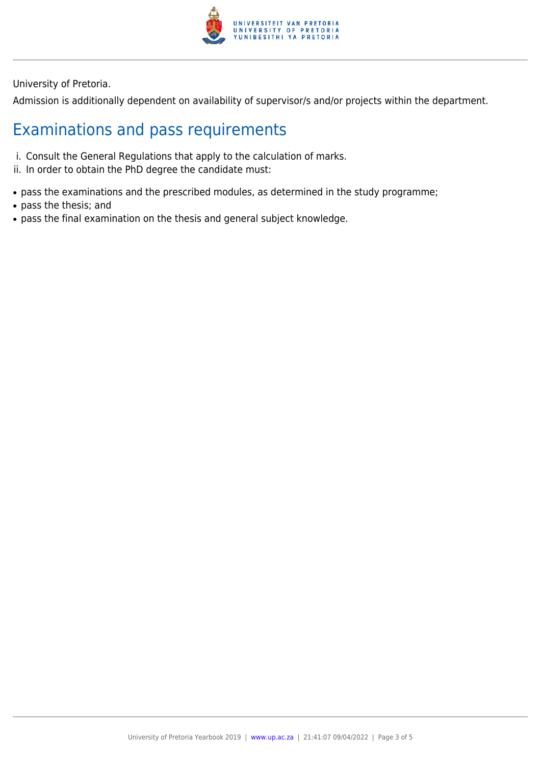University of Pretoria.

Admission is additionally dependent on availability of supervisor/s and/or projects within the department.

## Examinations and pass requirements

i. Consult the General Regulations that apply to the calculation of marks.
ii. In order to obtain the PhD degree the candidate must:

- pass the examinations and the prescribed modules, as determined in the study programme;
- pass the thesis; and
- pass the final examination on the thesis and general subject knowledge.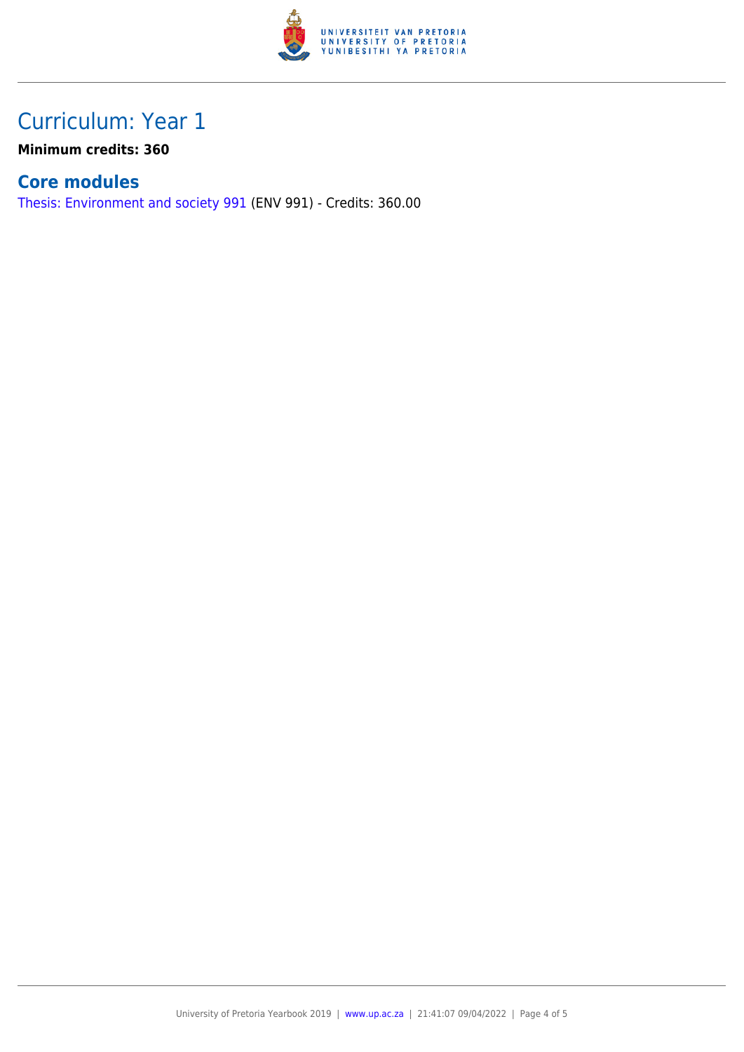# Curriculum: Year 1

**Minimum credits: 360**

## Core modules

Thesis: Environment and society 991 (ENV 991) - Credits: 360.00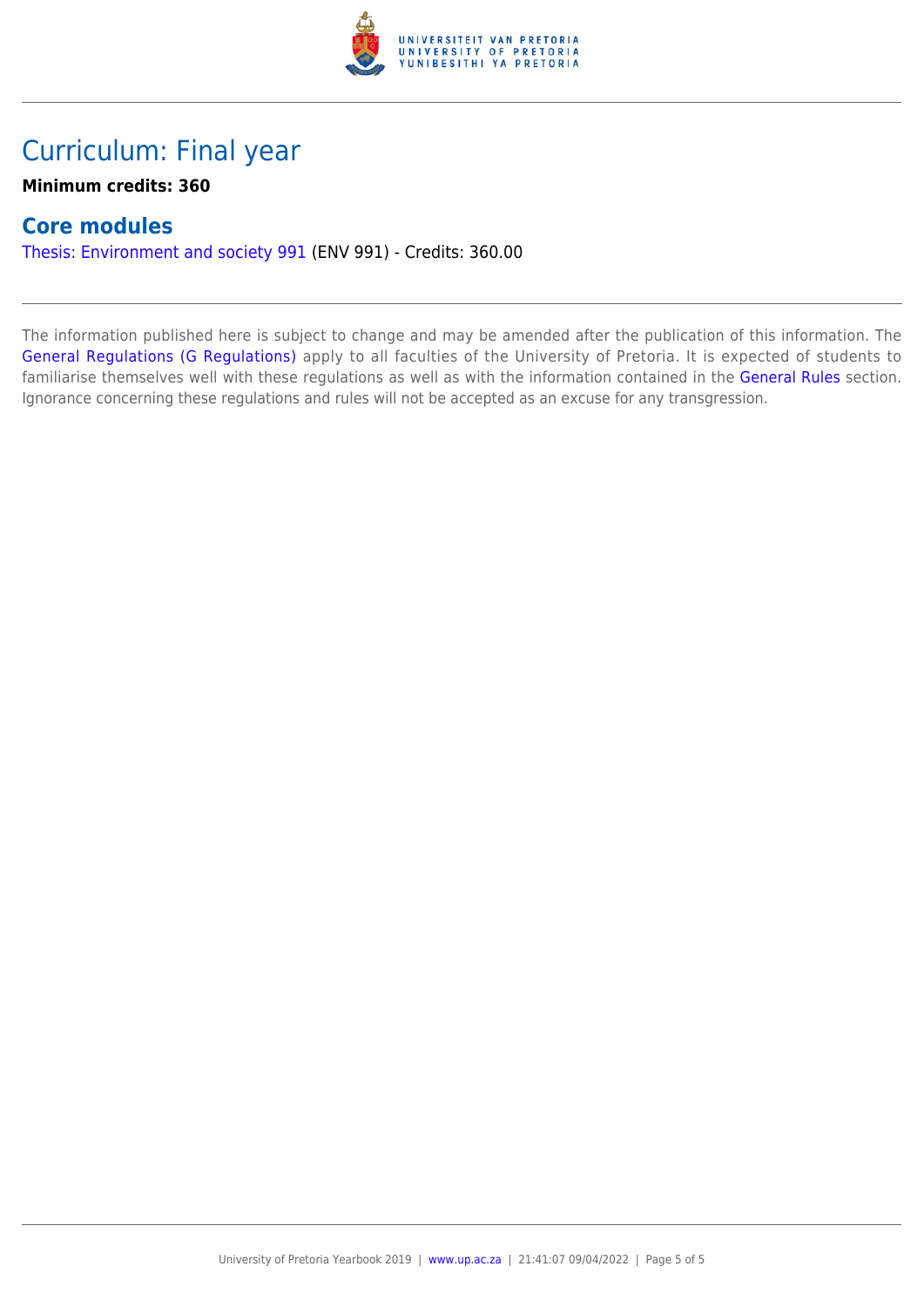# Curriculum: Final year

**Minimum credits: 360**

## Core modules

Thesis: Environment and society 991 (ENV 991) - Credits: 360.00

The information published here is subject to change and may be amended after the publication of this information. The General Regulations (G Regulations) apply to all faculties of the University of Pretoria. It is expected of students to familiarise themselves well with these regulations as well as with the information contained in the General Rules section. Ignorance concerning these regulations and rules will not be accepted as an excuse for any transgression.